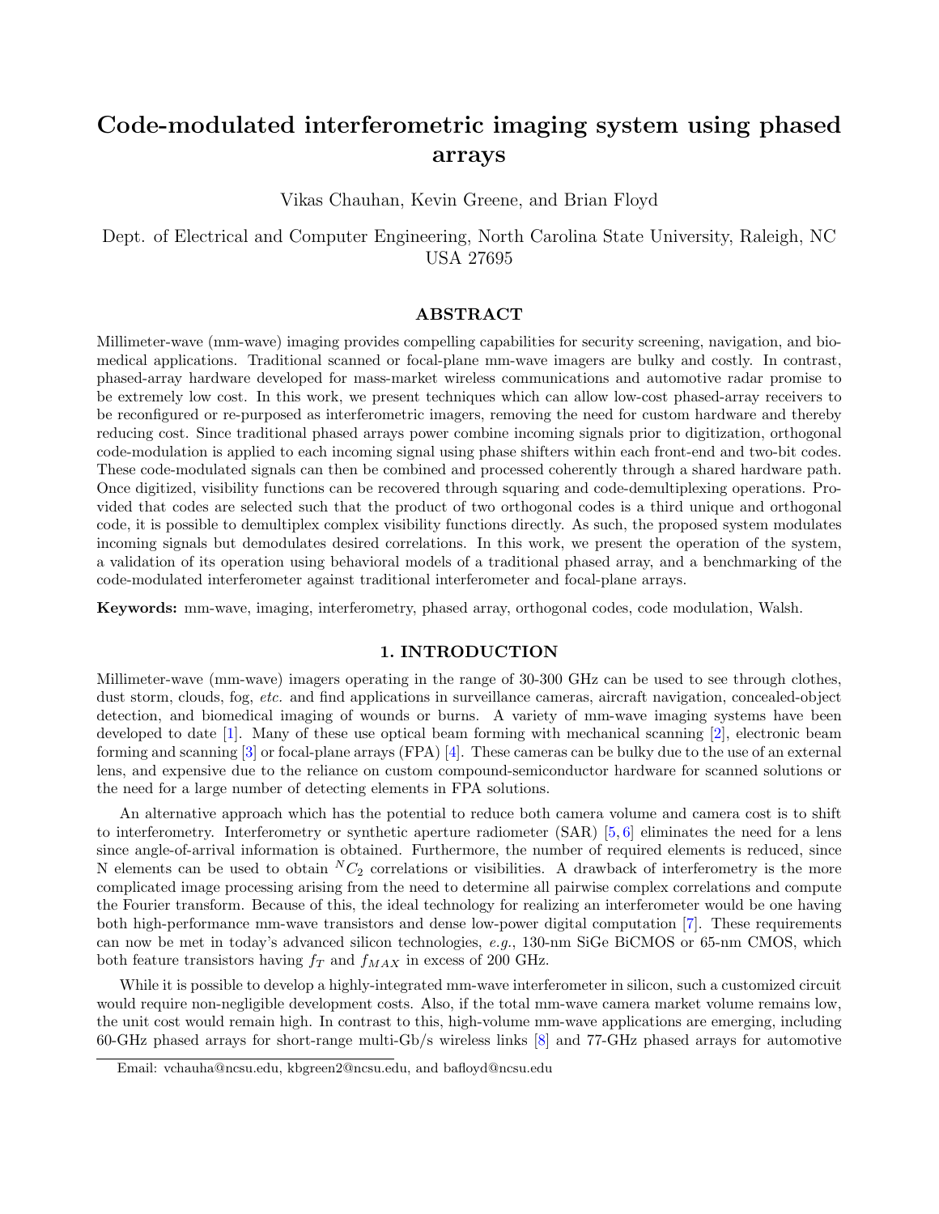# Code-modulated interferometric imaging system using phased arrays

Vikas Chauhan, Kevin Greene, and Brian Floyd

Dept. of Electrical and Computer Engineering, North Carolina State University, Raleigh, NC USA 27695

## ABSTRACT

Millimeter-wave (mm-wave) imaging provides compelling capabilities for security screening, navigation, and biomedical applications. Traditional scanned or focal-plane mm-wave imagers are bulky and costly. In contrast, phased-array hardware developed for mass-market wireless communications and automotive radar promise to be extremely low cost. In this work, we present techniques which can allow low-cost phased-array receivers to be reconfigured or re-purposed as interferometric imagers, removing the need for custom hardware and thereby reducing cost. Since traditional phased arrays power combine incoming signals prior to digitization, orthogonal code-modulation is applied to each incoming signal using phase shifters within each front-end and two-bit codes. These code-modulated signals can then be combined and processed coherently through a shared hardware path. Once digitized, visibility functions can be recovered through squaring and code-demultiplexing operations. Provided that codes are selected such that the product of two orthogonal codes is a third unique and orthogonal code, it is possible to demultiplex complex visibility functions directly. As such, the proposed system modulates incoming signals but demodulates desired correlations. In this work, we present the operation of the system, a validation of its operation using behavioral models of a traditional phased array, and a benchmarking of the code-modulated interferometer against traditional interferometer and focal-plane arrays.

**Keywords:** mm-wave, imaging, interferometry, phased array, orthogonal codes, code modulation, Walsh.

## 1. INTRODUCTION

Millimeter-wave (mm-wave) imagers operating in the range of 30-300 GHz can be used to see through clothes, dust storm, clouds, fog, *etc.* and find applications in surveillance cameras, aircraft navigation, concealed-object detection, and biomedical imaging of wounds or burns. A variety of mm-wave imaging systems have been developed to date [1]. Many of these use optical beam forming with mechanical scanning [2], electronic beam forming and scanning [3] or focal-plane arrays (FPA) [4]. These cameras can be bulky due to the use of an external lens, and expensive due to the reliance on custom compound-semiconductor hardware for scanned solutions or the need for a large number of detecting elements in FPA solutions.

An alternative approach which has the potential to reduce both camera volume and camera cost is to shift to interferometry. Interferometry or synthetic aperture radiometer (SAR) [5, 6] eliminates the need for a lens since angle-of-arrival information is obtained. Furthermore, the number of required elements is reduced, since N elements can be used to obtain ${}^{N}C_2$ correlations or visibilities. A drawback of interferometry is the more complicated image processing arising from the need to determine all pairwise complex correlations and compute the Fourier transform. Because of this, the ideal technology for realizing an interferometer would be one having both high-performance mm-wave transistors and dense low-power digital computation [7]. These requirements can now be met in today's advanced silicon technologies, *e.g.*, 130-nm SiGe BiCMOS or 65-nm CMOS, which both feature transistors having $f_T$ and $f_{MAX}$ in excess of 200 GHz.

While it is possible to develop a highly-integrated mm-wave interferometer in silicon, such a customized circuit would require non-negligible development costs. Also, if the total mm-wave camera market volume remains low, the unit cost would remain high. In contrast to this, high-volume mm-wave applications are emerging, including 60-GHz phased arrays for short-range multi-Gb/s wireless links [8] and 77-GHz phased arrays for automotive

Email: vchauha@ncsu.edu, kbgreen2@ncsu.edu, and bafloyd@ncsu.edu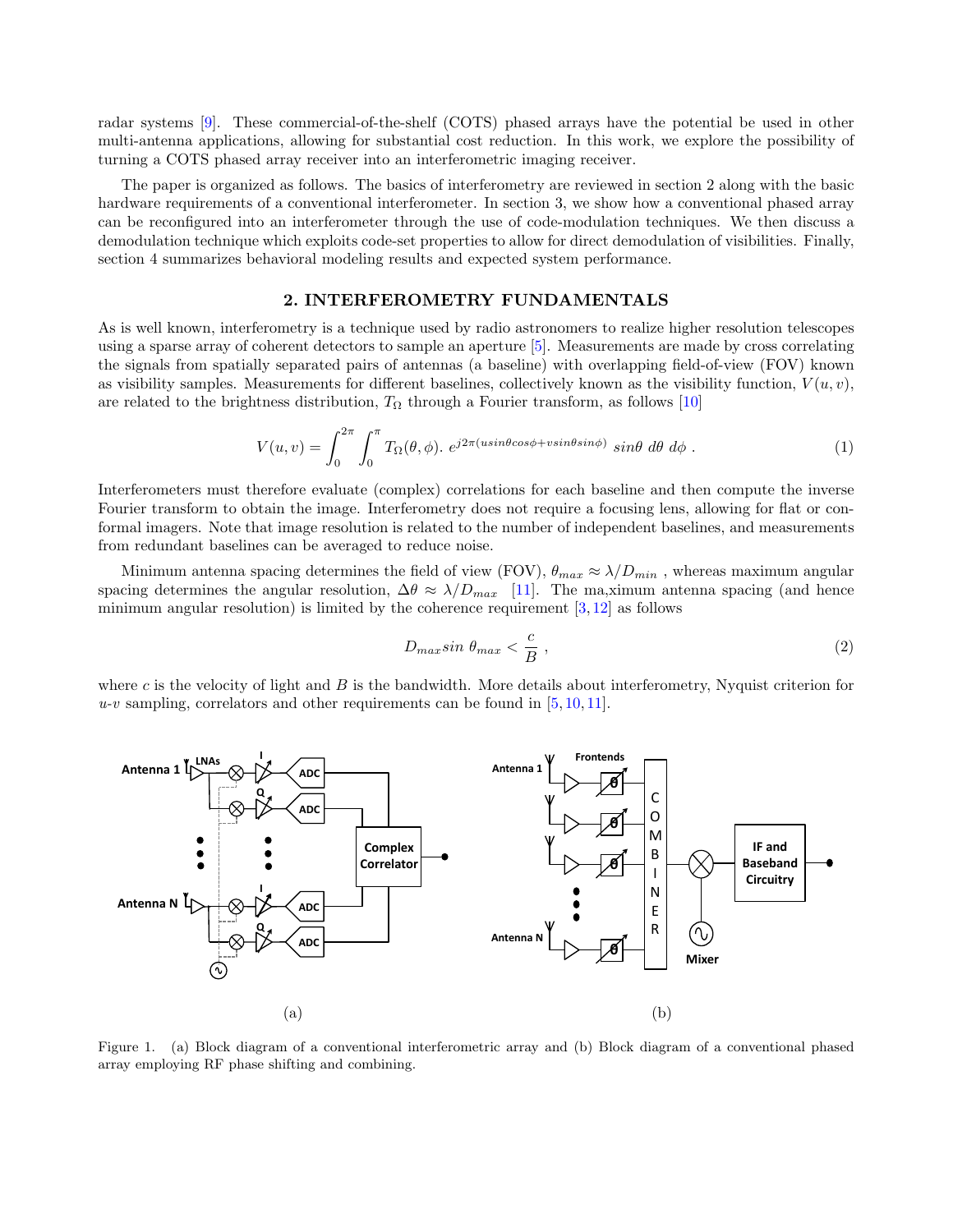radar systems [9]. These commercial-of-the-shelf (COTS) phased arrays have the potential be used in other multi-antenna applications, allowing for substantial cost reduction. In this work, we explore the possibility of turning a COTS phased array receiver into an interferometric imaging receiver.

The paper is organized as follows. The basics of interferometry are reviewed in section 2 along with the basic hardware requirements of a conventional interferometer. In section 3, we show how a conventional phased array can be reconfigured into an interferometer through the use of code-modulation techniques. We then discuss a demodulation technique which exploits code-set properties to allow for direct demodulation of visibilities. Finally, section 4 summarizes behavioral modeling results and expected system performance.

## 2. INTERFEROMETRY FUNDAMENTALS

As is well known, interferometry is a technique used by radio astronomers to realize higher resolution telescopes using a sparse array of coherent detectors to sample an aperture [5]. Measurements are made by cross correlating the signals from spatially separated pairs of antennas (a baseline) with overlapping field-of-view (FOV) known as visibility samples. Measurements for different baselines, collectively known as the visibility function, $V(u, v)$, are related to the brightness distribution, $T_\Omega$ through a Fourier transform, as follows [10]

$$V(u,v) = \int_0^{2\pi} \int_0^{\pi} T_\Omega(\theta, \phi).\ e^{j2\pi(u sin\theta cos\phi + v sin\theta sin\phi)}\ sin\theta\ d\theta\ d\phi\ . \tag{1}$$

Interferometers must therefore evaluate (complex) correlations for each baseline and then compute the inverse Fourier transform to obtain the image. Interferometry does not require a focusing lens, allowing for flat or conformal imagers. Note that image resolution is related to the number of independent baselines, and measurements from redundant baselines can be averaged to reduce noise.

Minimum antenna spacing determines the field of view (FOV), $\theta_{max} \approx \lambda / D_{min}$ , whereas maximum angular spacing determines the angular resolution, $\Delta\theta \approx \lambda / D_{max}$ [11]. The ma,ximum antenna spacing (and hence minimum angular resolution) is limited by the coherence requirement [3, 12] as follows

$$D_{max} sin\ \theta_{max} < \frac{c}{B}\ , \tag{2}$$

where $c$ is the velocity of light and $B$ is the bandwidth. More details about interferometry, Nyquist criterion for $u$-$v$ sampling, correlators and other requirements can be found in [5, 10, 11].

Figure 1. (a) Block diagram of a conventional interferometric array and (b) Block diagram of a conventional phased array employing RF phase shifting and combining.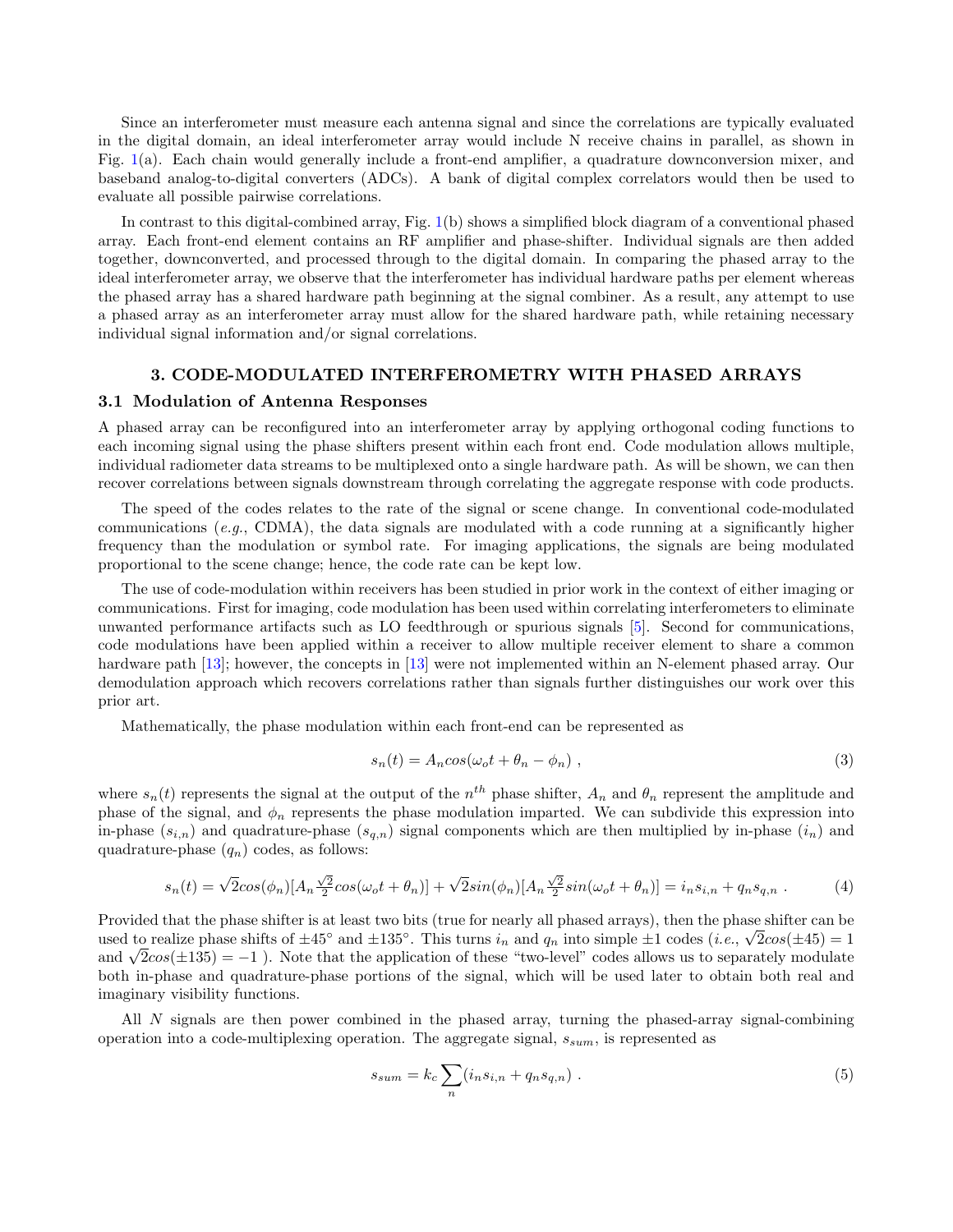Since an interferometer must measure each antenna signal and since the correlations are typically evaluated in the digital domain, an ideal interferometer array would include N receive chains in parallel, as shown in Fig. 1(a). Each chain would generally include a front-end amplifier, a quadrature downconversion mixer, and baseband analog-to-digital converters (ADCs). A bank of digital complex correlators would then be used to evaluate all possible pairwise correlations.

In contrast to this digital-combined array, Fig. 1(b) shows a simplified block diagram of a conventional phased array. Each front-end element contains an RF amplifier and phase-shifter. Individual signals are then added together, downconverted, and processed through to the digital domain. In comparing the phased array to the ideal interferometer array, we observe that the interferometer has individual hardware paths per element whereas the phased array has a shared hardware path beginning at the signal combiner. As a result, any attempt to use a phased array as an interferometer array must allow for the shared hardware path, while retaining necessary individual signal information and/or signal correlations.

## 3. CODE-MODULATED INTERFEROMETRY WITH PHASED ARRAYS

### 3.1 Modulation of Antenna Responses

A phased array can be reconfigured into an interferometer array by applying orthogonal coding functions to each incoming signal using the phase shifters present within each front end. Code modulation allows multiple, individual radiometer data streams to be multiplexed onto a single hardware path. As will be shown, we can then recover correlations between signals downstream through correlating the aggregate response with code products.

The speed of the codes relates to the rate of the signal or scene change. In conventional code-modulated communications (*e.g.*, CDMA), the data signals are modulated with a code running at a significantly higher frequency than the modulation or symbol rate. For imaging applications, the signals are being modulated proportional to the scene change; hence, the code rate can be kept low.

The use of code-modulation within receivers has been studied in prior work in the context of either imaging or communications. First for imaging, code modulation has been used within correlating interferometers to eliminate unwanted performance artifacts such as LO feedthrough or spurious signals [5]. Second for communications, code modulations have been applied within a receiver to allow multiple receiver element to share a common hardware path [13]; however, the concepts in [13] were not implemented within an N-element phased array. Our demodulation approach which recovers correlations rather than signals further distinguishes our work over this prior art.

Mathematically, the phase modulation within each front-end can be represented as

$$s_n(t) = A_n cos(\omega_o t + \theta_n - \phi_n) \ , \tag{3}$$

where $s_n(t)$ represents the signal at the output of the $n^{th}$ phase shifter, $A_n$ and $\theta_n$ represent the amplitude and phase of the signal, and $\phi_n$ represents the phase modulation imparted. We can subdivide this expression into in-phase ($s_{i,n}$) and quadrature-phase ($s_{q,n}$) signal components which are then multiplied by in-phase ($i_n$) and quadrature-phase ($q_n$) codes, as follows:

$$s_n(t) = \sqrt{2}cos(\phi_n)[A_n \tfrac{\sqrt{2}}{2} cos(\omega_o t + \theta_n)] + \sqrt{2}sin(\phi_n)[A_n \tfrac{\sqrt{2}}{2} sin(\omega_o t + \theta_n)] = i_n s_{i,n} + q_n s_{q,n} \ . \tag{4}$$

Provided that the phase shifter is at least two bits (true for nearly all phased arrays), then the phase shifter can be used to realize phase shifts of $\pm 45°$ and $\pm 135°$. This turns $i_n$ and $q_n$ into simple $\pm 1$ codes (*i.e.*, $\sqrt{2}cos(\pm 45) = 1$ and $\sqrt{2}cos(\pm 135) = -1$ ). Note that the application of these "two-level" codes allows us to separately modulate both in-phase and quadrature-phase portions of the signal, which will be used later to obtain both real and imaginary visibility functions.

All $N$ signals are then power combined in the phased array, turning the phased-array signal-combining operation into a code-multiplexing operation. The aggregate signal, $s_{sum}$, is represented as

$$s_{sum} = k_c \sum_n (i_n s_{i,n} + q_n s_{q,n}) \ . \tag{5}$$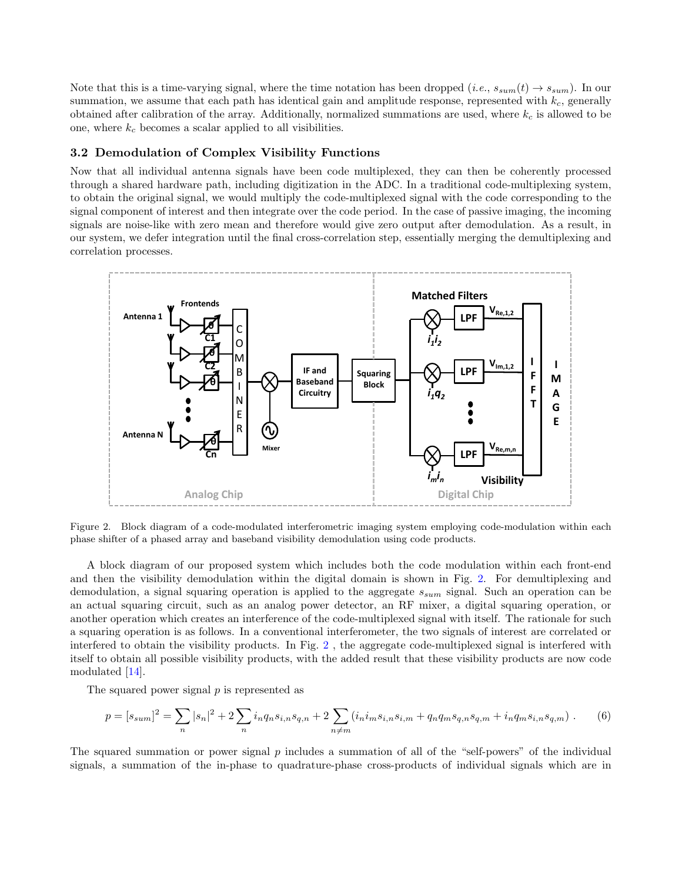Note that this is a time-varying signal, where the time notation has been dropped (*i.e.*, $s_{sum}(t) \rightarrow s_{sum}$). In our summation, we assume that each path has identical gain and amplitude response, represented with $k_c$, generally obtained after calibration of the array. Additionally, normalized summations are used, where $k_c$ is allowed to be one, where $k_c$ becomes a scalar applied to all visibilities.

### 3.2 Demodulation of Complex Visibility Functions

Now that all individual antenna signals have been code multiplexed, they can then be coherently processed through a shared hardware path, including digitization in the ADC. In a traditional code-multiplexing system, to obtain the original signal, we would multiply the code-multiplexed signal with the code corresponding to the signal component of interest and then integrate over the code period. In the case of passive imaging, the incoming signals are noise-like with zero mean and therefore would give zero output after demodulation. As a result, in our system, we defer integration until the final cross-correlation step, essentially merging the demultiplexing and correlation processes.

Figure 2. Block diagram of a code-modulated interferometric imaging system employing code-modulation within each phase shifter of a phased array and baseband visibility demodulation using code products.

A block diagram of our proposed system which includes both the code modulation within each front-end and then the visibility demodulation within the digital domain is shown in Fig. 2. For demultiplexing and demodulation, a signal squaring operation is applied to the aggregate $s_{sum}$ signal. Such an operation can be an actual squaring circuit, such as an analog power detector, an RF mixer, a digital squaring operation, or another operation which creates an interference of the code-multiplexed signal with itself. The rationale for such a squaring operation is as follows. In a conventional interferometer, the two signals of interest are correlated or interfered to obtain the visibility products. In Fig. 2 , the aggregate code-multiplexed signal is interfered with itself to obtain all possible visibility products, with the added result that these visibility products are now code modulated [14].

The squared power signal $p$ is represented as

$$p = [s_{sum}]^2 = \sum_n |s_n|^2 + 2\sum_n i_n q_n s_{i,n} s_{q,n} + 2\sum_{n \neq m} \left( i_n i_m s_{i,n} s_{i,m} + q_n q_m s_{q,n} s_{q,m} + i_n q_m s_{i,n} s_{q,m} \right) . \tag{6}$$

The squared summation or power signal $p$ includes a summation of all of the "self-powers" of the individual signals, a summation of the in-phase to quadrature-phase cross-products of individual signals which are in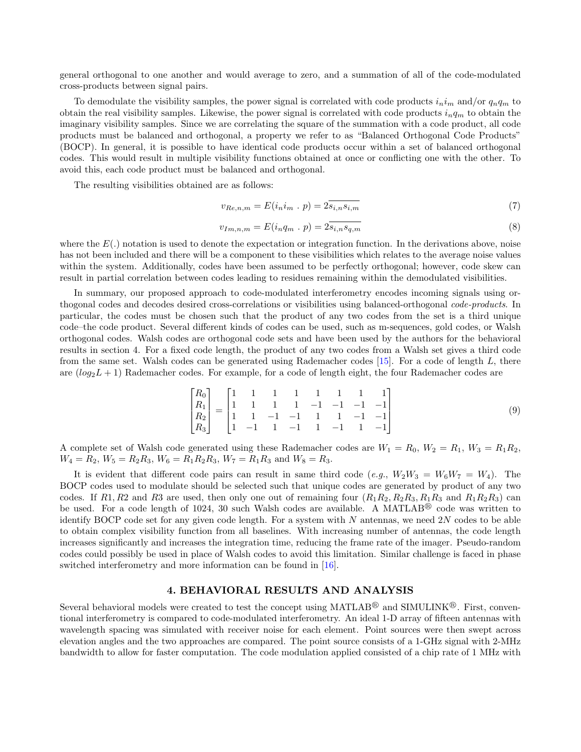general orthogonal to one another and would average to zero, and a summation of all of the code-modulated cross-products between signal pairs.

To demodulate the visibility samples, the power signal is correlated with code products $i_n i_m$ and/or $q_n q_m$ to obtain the real visibility samples. Likewise, the power signal is correlated with code products $i_n q_m$ to obtain the imaginary visibility samples. Since we are correlating the square of the summation with a code product, all code products must be balanced and orthogonal, a property we refer to as "Balanced Orthogonal Code Products" (BOCP). In general, it is possible to have identical code products occur within a set of balanced orthogonal codes. This would result in multiple visibility functions obtained at once or conflicting one with the other. To avoid this, each code product must be balanced and orthogonal.

The resulting visibilities obtained are as follows:

$$v_{Re,n,m} = E(i_n i_m \ . \ p) = 2\overline{s_{i,n} s_{i,m}} \tag{7}$$

$$v_{Im,n,m} = E(i_n q_m \ . \ p) = 2\overline{s_{i,n} s_{q,m}} \tag{8}$$

where the $E(.)$ notation is used to denote the expectation or integration function. In the derivations above, noise has not been included and there will be a component to these visibilities which relates to the average noise values within the system. Additionally, codes have been assumed to be perfectly orthogonal; however, code skew can result in partial correlation between codes leading to residues remaining within the demodulated visibilities.

In summary, our proposed approach to code-modulated interferometry encodes incoming signals using orthogonal codes and decodes desired cross-correlations or visibilities using balanced-orthogonal *code-products*. In particular, the codes must be chosen such that the product of any two codes from the set is a third unique code–the code product. Several different kinds of codes can be used, such as m-sequences, gold codes, or Walsh orthogonal codes. Walsh codes are orthogonal code sets and have been used by the authors for the behavioral results in section 4. For a fixed code length, the product of any two codes from a Walsh set gives a third code from the same set. Walsh codes can be generated using Rademacher codes [15]. For a code of length $L$, there are $(log_2 L + 1)$ Rademacher codes. For example, for a code of length eight, the four Rademacher codes are

$$\begin{bmatrix} R_0 \\ R_1 \\ R_2 \\ R_3 \end{bmatrix} = \begin{bmatrix} 1 & 1 & 1 & 1 & 1 & 1 & 1 & 1 \\ 1 & 1 & 1 & 1 & -1 & -1 & -1 & -1 \\ 1 & 1 & -1 & -1 & 1 & 1 & -1 & -1 \\ 1 & -1 & 1 & -1 & 1 & -1 & 1 & -1 \end{bmatrix} \tag{9}$$

A complete set of Walsh code generated using these Rademacher codes are $W_1 = R_0$, $W_2 = R_1$, $W_3 = R_1 R_2$, $W_4 = R_2$, $W_5 = R_2 R_3$, $W_6 = R_1 R_2 R_3$, $W_7 = R_1 R_3$ and $W_8 = R_3$.

It is evident that different code pairs can result in same third code (*e.g.*, $W_2 W_3 = W_6 W_7 = W_4$). The BOCP codes used to modulate should be selected such that unique codes are generated by product of any two codes. If $R1, R2$ and $R3$ are used, then only one out of remaining four ($R_1 R_2, R_2 R_3, R_1 R_3$ and $R_1 R_2 R_3$) can be used. For a code length of 1024, 30 such Walsh codes are available. A MATLAB® code was written to identify BOCP code set for any given code length. For a system with $N$ antennas, we need $2N$ codes to be able to obtain complex visibility function from all baselines. With increasing number of antennas, the code length increases significantly and increases the integration time, reducing the frame rate of the imager. Pseudo-random codes could possibly be used in place of Walsh codes to avoid this limitation. Similar challenge is faced in phase switched interferometry and more information can be found in [16].

## 4. BEHAVIORAL RESULTS AND ANALYSIS

Several behavioral models were created to test the concept using MATLAB® and SIMULINK®. First, conventional interferometry is compared to code-modulated interferometry. An ideal 1-D array of fifteen antennas with wavelength spacing was simulated with receiver noise for each element. Point sources were then swept across elevation angles and the two approaches are compared. The point source consists of a 1-GHz signal with 2-MHz bandwidth to allow for faster computation. The code modulation applied consisted of a chip rate of 1 MHz with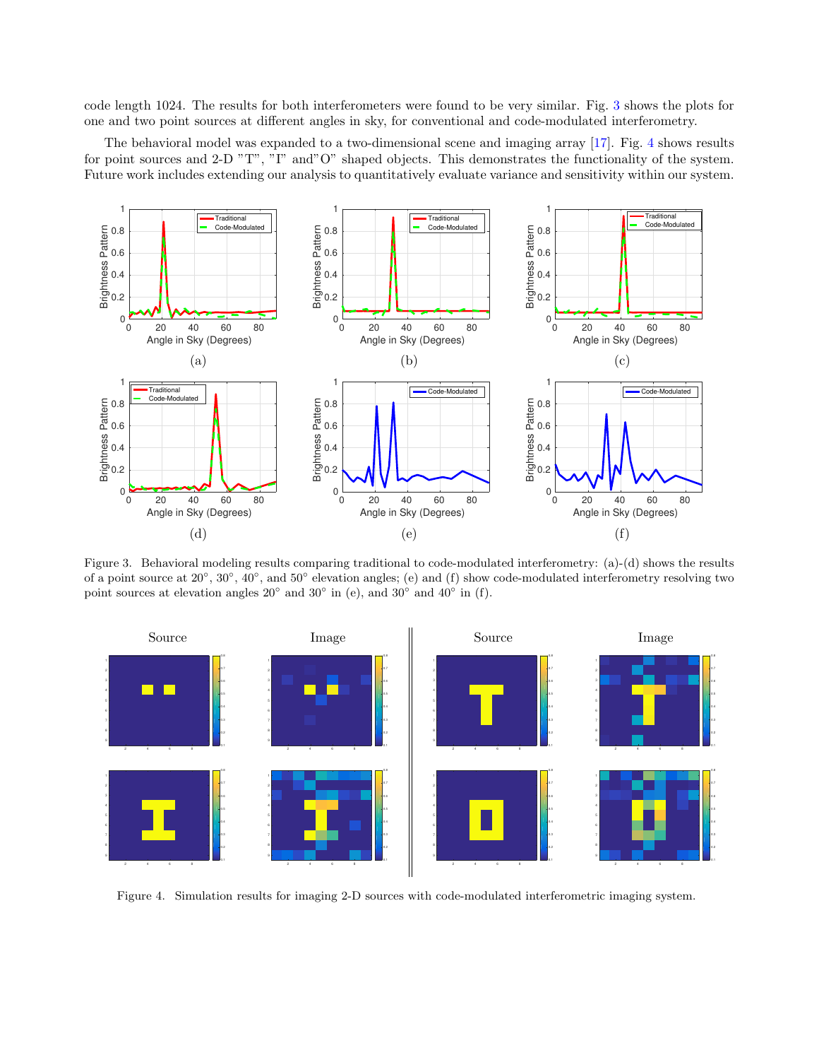code length 1024. The results for both interferometers were found to be very similar. Fig. 3 shows the plots for one and two point sources at different angles in sky, for conventional and code-modulated interferometry.

The behavioral model was expanded to a two-dimensional scene and imaging array [17]. Fig. 4 shows results for point sources and 2-D "T", "I" and"O" shaped objects. This demonstrates the functionality of the system. Future work includes extending our analysis to quantitatively evaluate variance and sensitivity within our system.

Figure 3. Behavioral modeling results comparing traditional to code-modulated interferometry: (a)-(d) shows the results of a point source at 20°, 30°, 40°, and 50° elevation angles; (e) and (f) show code-modulated interferometry resolving two point sources at elevation angles 20° and 30° in (e), and 30° and 40° in (f).

Figure 4. Simulation results for imaging 2-D sources with code-modulated interferometric imaging system.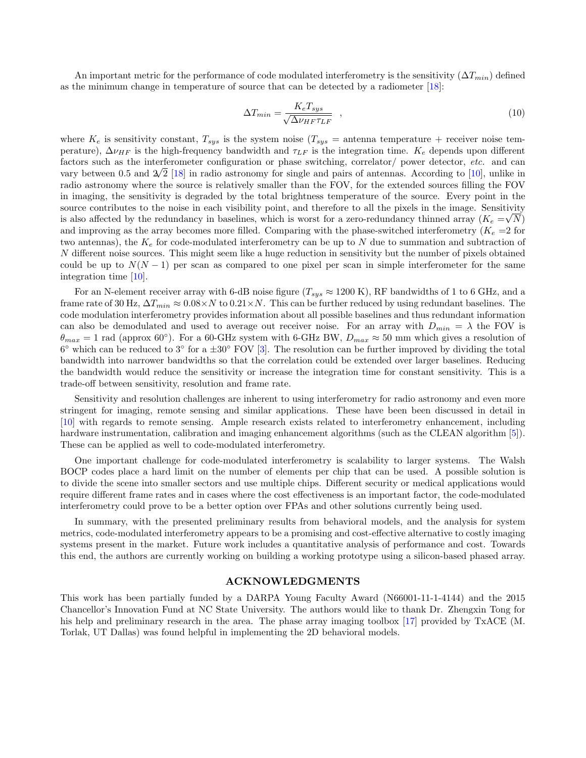An important metric for the performance of code modulated interferometry is the sensitivity ($\Delta T_{min}$) defined as the minimum change in temperature of source that can be detected by a radiometer [18]:

$$\Delta T_{min} = \frac{K_e T_{sys}}{\sqrt{\Delta \nu_{HF} \tau_{LF}}} \quad , \tag{10}$$

where $K_e$ is sensitivity constant, $T_{sys}$ is the system noise ($T_{sys}$ = antenna temperature + receiver noise temperature), $\Delta \nu_{HF}$ is the high-frequency bandwidth and $\tau_{LF}$ is the integration time. $K_e$ depends upon different factors such as the interferometer configuration or phase switching, correlator/ power detector, *etc.* and can vary between 0.5 and $2\sqrt{2}$ [18] in radio astronomy for single and pairs of antennas. According to [10], unlike in radio astronomy where the source is relatively smaller than the FOV, for the extended sources filling the FOV in imaging, the sensitivity is degraded by the total brightness temperature of the source. Every point in the source contributes to the noise in each visibility point, and therefore to all the pixels in the image. Sensitivity is also affected by the redundancy in baselines, which is worst for a zero-redundancy thinned array ($K_e = \sqrt{N}$) and improving as the array becomes more filled. Comparing with the phase-switched interferometry ($K_e$ =2 for two antennas), the $K_e$ for code-modulated interferometry can be up to $N$ due to summation and subtraction of $N$ different noise sources. This might seem like a huge reduction in sensitivity but the number of pixels obtained could be up to $N(N-1)$ per scan as compared to one pixel per scan in simple interferometer for the same integration time [10].

For an N-element receiver array with 6-dB noise figure ($T_{sys} \approx 1200$ K), RF bandwidths of 1 to 6 GHz, and a frame rate of 30 Hz, $\Delta T_{min} \approx 0.08 \times N$ to $0.21 \times N$. This can be further reduced by using redundant baselines. The code modulation interferometry provides information about all possible baselines and thus redundant information can also be demodulated and used to average out receiver noise. For an array with $D_{min} = \lambda$ the FOV is $\theta_{max} = 1$ rad (approx 60°). For a 60-GHz system with 6-GHz BW, $D_{max} \approx 50$ mm which gives a resolution of 6° which can be reduced to 3° for a ±30° FOV [3]. The resolution can be further improved by dividing the total bandwidth into narrower bandwidths so that the correlation could be extended over larger baselines. Reducing the bandwidth would reduce the sensitivity or increase the integration time for constant sensitivity. This is a trade-off between sensitivity, resolution and frame rate.

Sensitivity and resolution challenges are inherent to using interferometry for radio astronomy and even more stringent for imaging, remote sensing and similar applications. These have been been discussed in detail in [10] with regards to remote sensing. Ample research exists related to interferometry enhancement, including hardware instrumentation, calibration and imaging enhancement algorithms (such as the CLEAN algorithm [5]). These can be applied as well to code-modulated interferometry.

One important challenge for code-modulated interferometry is scalability to larger systems. The Walsh BOCP codes place a hard limit on the number of elements per chip that can be used. A possible solution is to divide the scene into smaller sectors and use multiple chips. Different security or medical applications would require different frame rates and in cases where the cost effectiveness is an important factor, the code-modulated interferometry could prove to be a better option over FPAs and other solutions currently being used.

In summary, with the presented preliminary results from behavioral models, and the analysis for system metrics, code-modulated interferometry appears to be a promising and cost-effective alternative to costly imaging systems present in the market. Future work includes a quantitative analysis of performance and cost. Towards this end, the authors are currently working on building a working prototype using a silicon-based phased array.

## ACKNOWLEDGMENTS

This work has been partially funded by a DARPA Young Faculty Award (N66001-11-1-4144) and the 2015 Chancellor's Innovation Fund at NC State University. The authors would like to thank Dr. Zhengxin Tong for his help and preliminary research in the area. The phase array imaging toolbox [17] provided by TxACE (M. Torlak, UT Dallas) was found helpful in implementing the 2D behavioral models.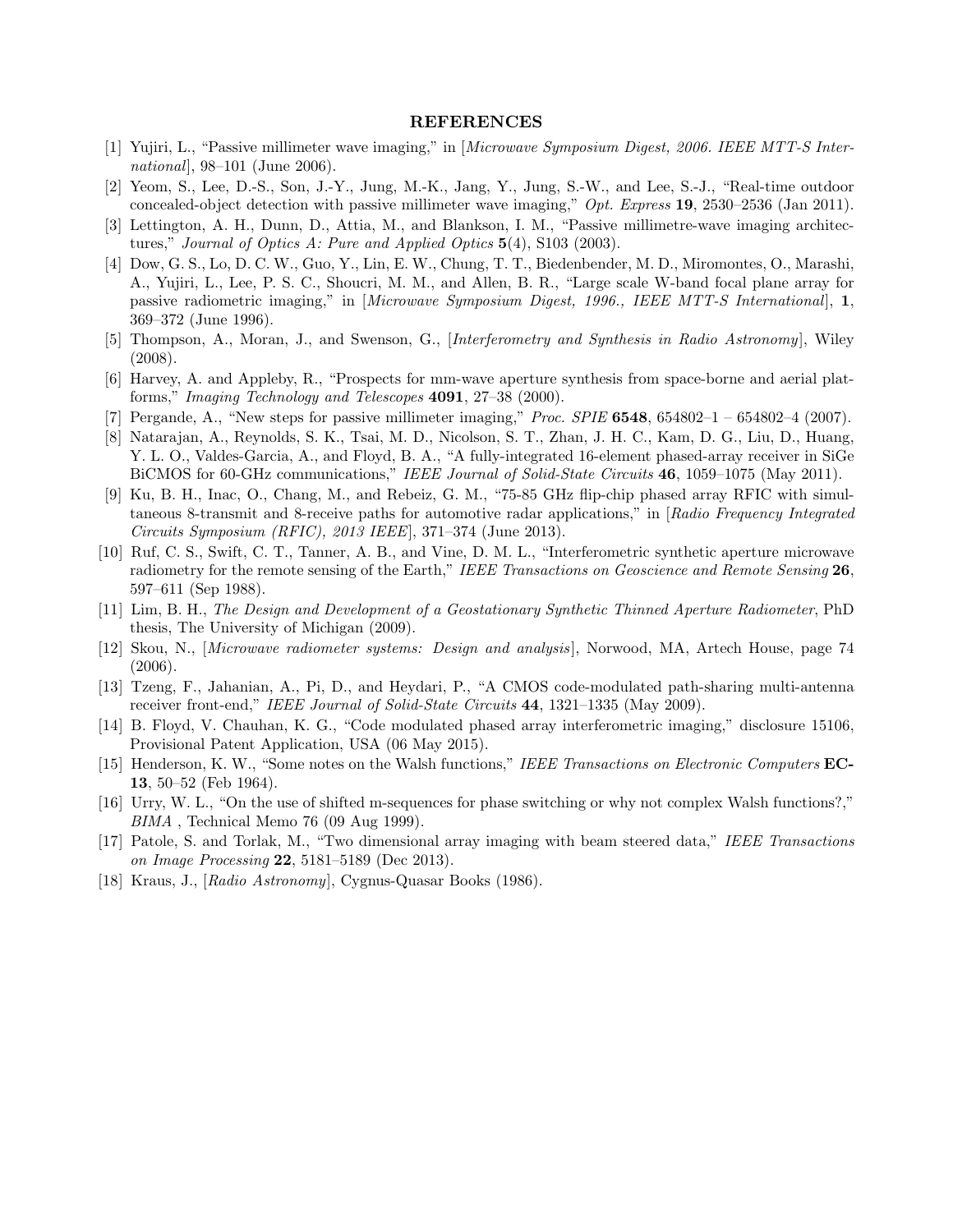## REFERENCES

[1] Yujiri, L., "Passive millimeter wave imaging," in [*Microwave Symposium Digest, 2006. IEEE MTT-S International*], 98–101 (June 2006).

[2] Yeom, S., Lee, D.-S., Son, J.-Y., Jung, M.-K., Jang, Y., Jung, S.-W., and Lee, S.-J., "Real-time outdoor concealed-object detection with passive millimeter wave imaging," *Opt. Express* **19**, 2530–2536 (Jan 2011).

[3] Lettington, A. H., Dunn, D., Attia, M., and Blankson, I. M., "Passive millimetre-wave imaging architectures," *Journal of Optics A: Pure and Applied Optics* **5**(4), S103 (2003).

[4] Dow, G. S., Lo, D. C. W., Guo, Y., Lin, E. W., Chung, T. T., Biedenbender, M. D., Miromontes, O., Marashi, A., Yujiri, L., Lee, P. S. C., Shoucri, M. M., and Allen, B. R., "Large scale W-band focal plane array for passive radiometric imaging," in [*Microwave Symposium Digest, 1996., IEEE MTT-S International*], **1**, 369–372 (June 1996).

[5] Thompson, A., Moran, J., and Swenson, G., [*Interferometry and Synthesis in Radio Astronomy*], Wiley (2008).

[6] Harvey, A. and Appleby, R., "Prospects for mm-wave aperture synthesis from space-borne and aerial platforms," *Imaging Technology and Telescopes* **4091**, 27–38 (2000).

[7] Pergande, A., "New steps for passive millimeter imaging," *Proc. SPIE* **6548**, 654802–1 – 654802–4 (2007).

[8] Natarajan, A., Reynolds, S. K., Tsai, M. D., Nicolson, S. T., Zhan, J. H. C., Kam, D. G., Liu, D., Huang, Y. L. O., Valdes-Garcia, A., and Floyd, B. A., "A fully-integrated 16-element phased-array receiver in SiGe BiCMOS for 60-GHz communications," *IEEE Journal of Solid-State Circuits* **46**, 1059–1075 (May 2011).

[9] Ku, B. H., Inac, O., Chang, M., and Rebeiz, G. M., "75-85 GHz flip-chip phased array RFIC with simultaneous 8-transmit and 8-receive paths for automotive radar applications," in [*Radio Frequency Integrated Circuits Symposium (RFIC), 2013 IEEE*], 371–374 (June 2013).

[10] Ruf, C. S., Swift, C. T., Tanner, A. B., and Vine, D. M. L., "Interferometric synthetic aperture microwave radiometry for the remote sensing of the Earth," *IEEE Transactions on Geoscience and Remote Sensing* **26**, 597–611 (Sep 1988).

[11] Lim, B. H., *The Design and Development of a Geostationary Synthetic Thinned Aperture Radiometer*, PhD thesis, The University of Michigan (2009).

[12] Skou, N., [*Microwave radiometer systems: Design and analysis*], Norwood, MA, Artech House, page 74 (2006).

[13] Tzeng, F., Jahanian, A., Pi, D., and Heydari, P., "A CMOS code-modulated path-sharing multi-antenna receiver front-end," *IEEE Journal of Solid-State Circuits* **44**, 1321–1335 (May 2009).

[14] B. Floyd, V. Chauhan, K. G., "Code modulated phased array interferometric imaging," disclosure 15106, Provisional Patent Application, USA (06 May 2015).

[15] Henderson, K. W., "Some notes on the Walsh functions," *IEEE Transactions on Electronic Computers* **EC-13**, 50–52 (Feb 1964).

[16] Urry, W. L., "On the use of shifted m-sequences for phase switching or why not complex Walsh functions?," *BIMA* , Technical Memo 76 (09 Aug 1999).

[17] Patole, S. and Torlak, M., "Two dimensional array imaging with beam steered data," *IEEE Transactions on Image Processing* **22**, 5181–5189 (Dec 2013).

[18] Kraus, J., [*Radio Astronomy*], Cygnus-Quasar Books (1986).